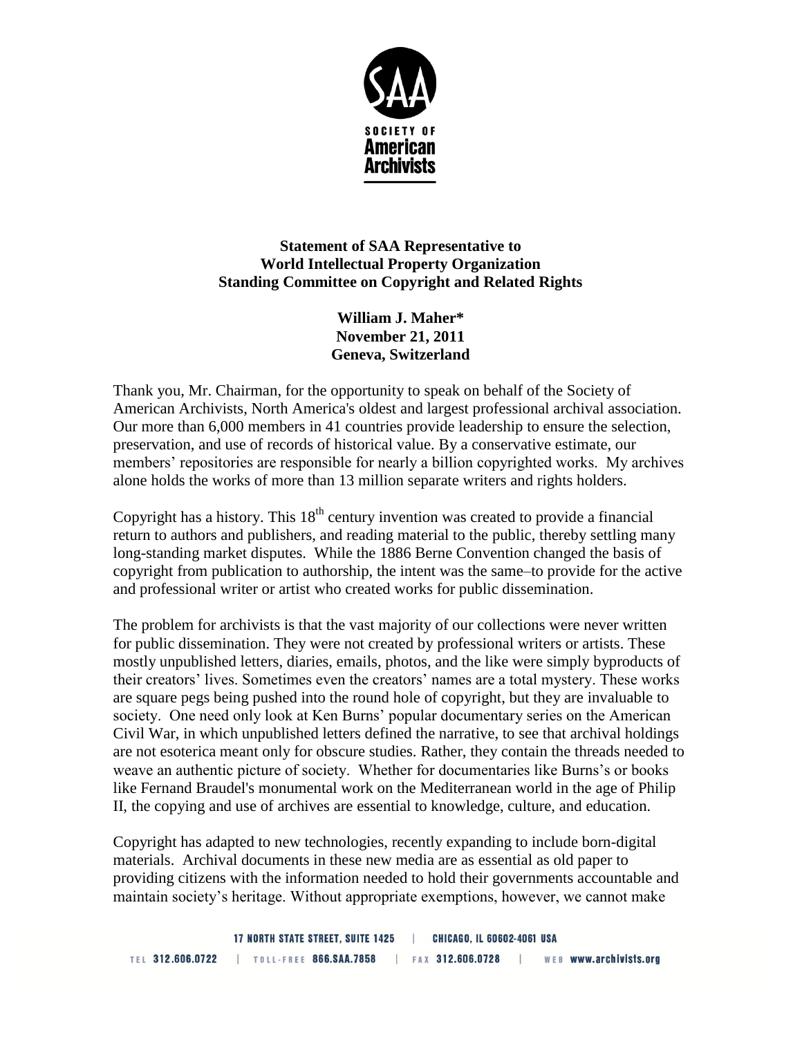**Statement of SAA Representative to**
**World Intellectual Property Organization**
**Standing Committee on Copyright and Related Rights**

**William J. Maher\***
**November 21, 2011**
**Geneva, Switzerland**

Thank you, Mr. Chairman, for the opportunity to speak on behalf of the Society of American Archivists, North America's oldest and largest professional archival association. Our more than 6,000 members in 41 countries provide leadership to ensure the selection, preservation, and use of records of historical value. By a conservative estimate, our members' repositories are responsible for nearly a billion copyrighted works. My archives alone holds the works of more than 13 million separate writers and rights holders.

Copyright has a history. This 18th century invention was created to provide a financial return to authors and publishers, and reading material to the public, thereby settling many long-standing market disputes. While the 1886 Berne Convention changed the basis of copyright from publication to authorship, the intent was the same–to provide for the active and professional writer or artist who created works for public dissemination.

The problem for archivists is that the vast majority of our collections were never written for public dissemination. They were not created by professional writers or artists. These mostly unpublished letters, diaries, emails, photos, and the like were simply byproducts of their creators' lives. Sometimes even the creators' names are a total mystery. These works are square pegs being pushed into the round hole of copyright, but they are invaluable to society. One need only look at Ken Burns' popular documentary series on the American Civil War, in which unpublished letters defined the narrative, to see that archival holdings are not esoterica meant only for obscure studies. Rather, they contain the threads needed to weave an authentic picture of society. Whether for documentaries like Burns's or books like Fernand Braudel's monumental work on the Mediterranean world in the age of Philip II, the copying and use of archives are essential to knowledge, culture, and education.

Copyright has adapted to new technologies, recently expanding to include born-digital materials. Archival documents in these new media are as essential as old paper to providing citizens with the information needed to hold their governments accountable and maintain society's heritage. Without appropriate exemptions, however, we cannot make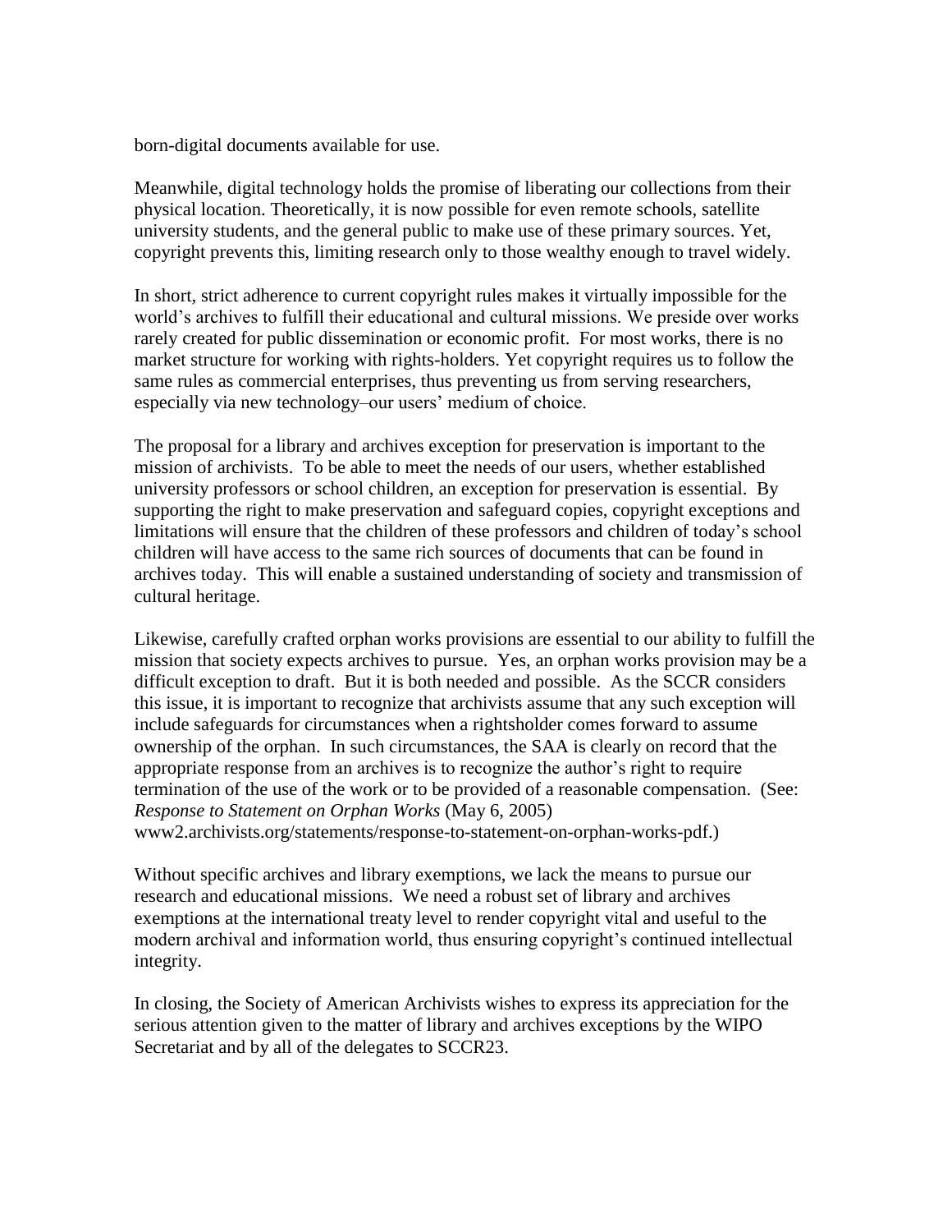born-digital documents available for use.

Meanwhile, digital technology holds the promise of liberating our collections from their physical location. Theoretically, it is now possible for even remote schools, satellite university students, and the general public to make use of these primary sources. Yet, copyright prevents this, limiting research only to those wealthy enough to travel widely.

In short, strict adherence to current copyright rules makes it virtually impossible for the world's archives to fulfill their educational and cultural missions. We preside over works rarely created for public dissemination or economic profit. For most works, there is no market structure for working with rights-holders. Yet copyright requires us to follow the same rules as commercial enterprises, thus preventing us from serving researchers, especially via new technology–our users' medium of choice.

The proposal for a library and archives exception for preservation is important to the mission of archivists. To be able to meet the needs of our users, whether established university professors or school children, an exception for preservation is essential. By supporting the right to make preservation and safeguard copies, copyright exceptions and limitations will ensure that the children of these professors and children of today's school children will have access to the same rich sources of documents that can be found in archives today. This will enable a sustained understanding of society and transmission of cultural heritage.

Likewise, carefully crafted orphan works provisions are essential to our ability to fulfill the mission that society expects archives to pursue. Yes, an orphan works provision may be a difficult exception to draft. But it is both needed and possible. As the SCCR considers this issue, it is important to recognize that archivists assume that any such exception will include safeguards for circumstances when a rightsholder comes forward to assume ownership of the orphan. In such circumstances, the SAA is clearly on record that the appropriate response from an archives is to recognize the author's right to require termination of the use of the work or to be provided of a reasonable compensation. (See: *Response to Statement on Orphan Works* (May 6, 2005) www2.archivists.org/statements/response-to-statement-on-orphan-works-pdf.)

Without specific archives and library exemptions, we lack the means to pursue our research and educational missions. We need a robust set of library and archives exemptions at the international treaty level to render copyright vital and useful to the modern archival and information world, thus ensuring copyright's continued intellectual integrity.

In closing, the Society of American Archivists wishes to express its appreciation for the serious attention given to the matter of library and archives exceptions by the WIPO Secretariat and by all of the delegates to SCCR23.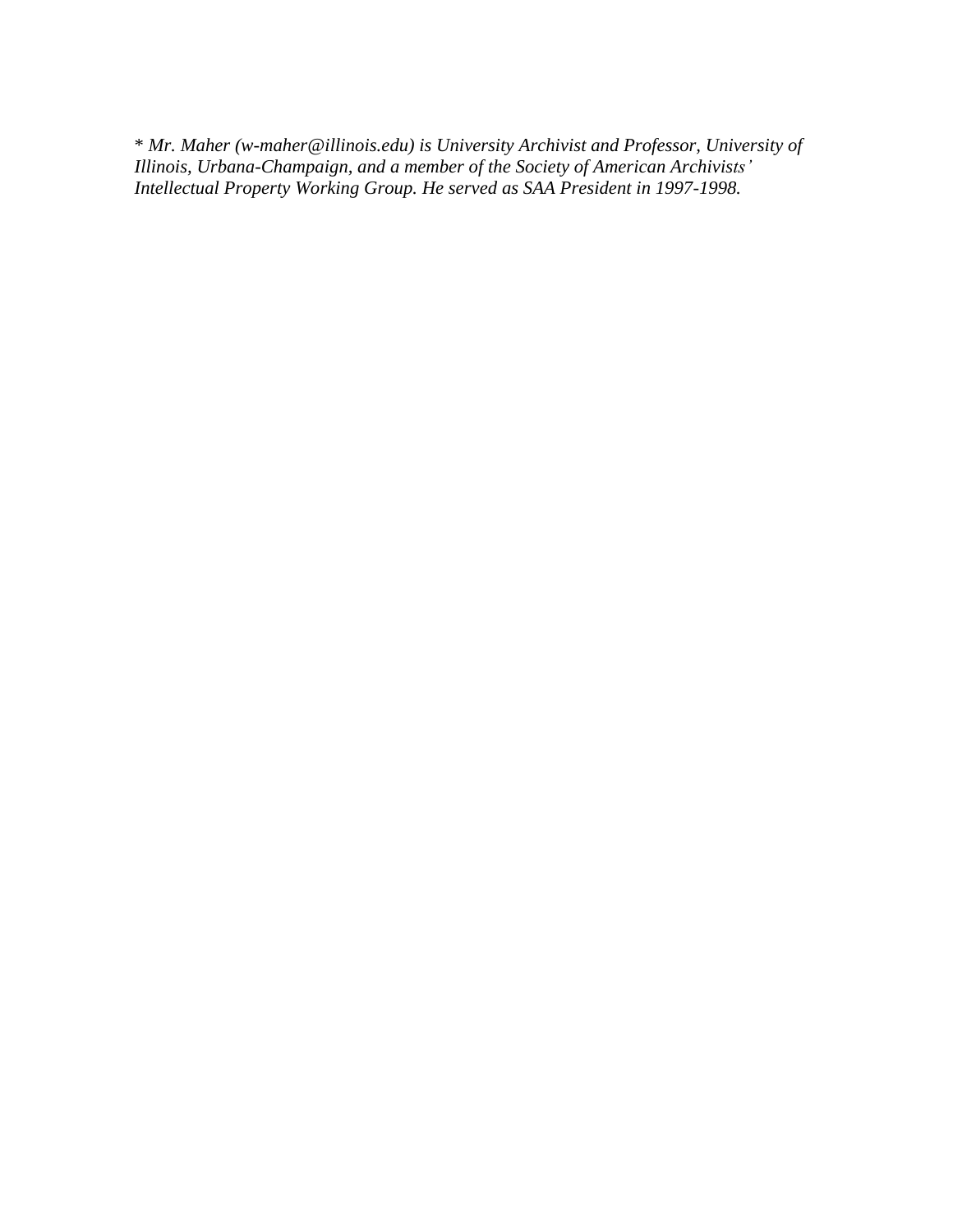\* *Mr. Maher (w-maher@illinois.edu) is University Archivist and Professor, University of Illinois, Urbana-Champaign, and a member of the Society of American Archivists' Intellectual Property Working Group. He served as SAA President in 1997-1998.*